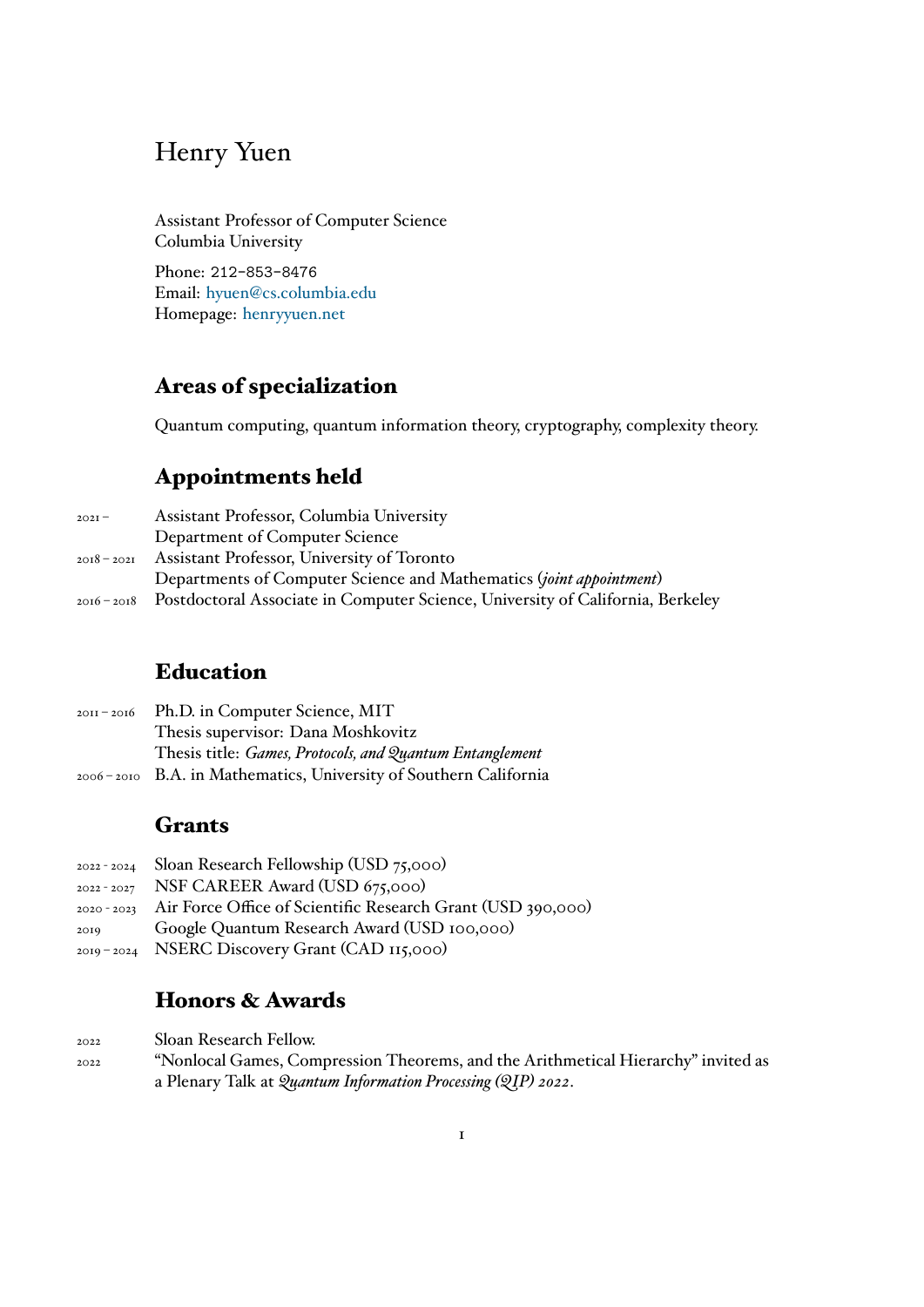# Henry Yuen

Assistant Professor of Computer Science
Columbia University

Phone: 212-853-8476
Email: hyuen@cs.columbia.edu
Homepage: henryyuen.net

## Areas of specialization

Quantum computing, quantum information theory, cryptography, complexity theory.

## Appointments held

2021 – Assistant Professor, Columbia University
Department of Computer Science

2018 – 2021 Assistant Professor, University of Toronto
Departments of Computer Science and Mathematics (*joint appointment*)

2016 – 2018 Postdoctoral Associate in Computer Science, University of California, Berkeley

## Education

2011 – 2016 Ph.D. in Computer Science, MIT
Thesis supervisor: Dana Moshkovitz
Thesis title: *Games, Protocols, and Quantum Entanglement*

2006 – 2010 B.A. in Mathematics, University of Southern California

## Grants

2022 - 2024 Sloan Research Fellowship (USD 75,000)

2022 - 2027 NSF CAREER Award (USD 675,000)

2020 - 2023 Air Force Office of Scientific Research Grant (USD 390,000)

2019 Google Quantum Research Award (USD 100,000)

2019 – 2024 NSERC Discovery Grant (CAD 115,000)

## Honors & Awards

2022 Sloan Research Fellow.

2022 "Nonlocal Games, Compression Theorems, and the Arithmetical Hierarchy" invited as a Plenary Talk at *Quantum Information Processing (QIP) 2022*.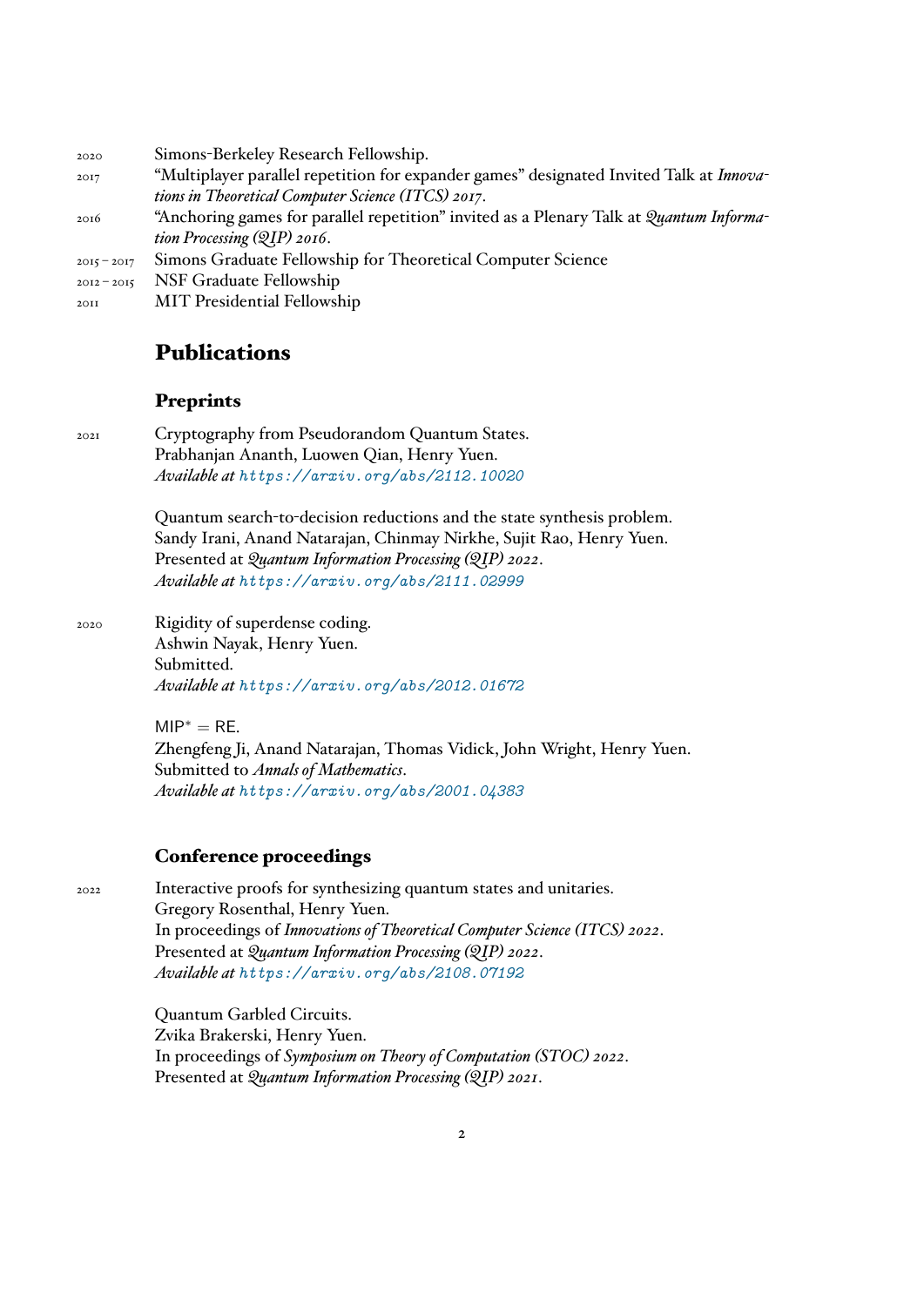2020 Simons-Berkeley Research Fellowship.

2017 "Multiplayer parallel repetition for expander games" designated Invited Talk at *Innovations in Theoretical Computer Science (ITCS) 2017*.

2016 "Anchoring games for parallel repetition" invited as a Plenary Talk at *Quantum Information Processing (QIP) 2016*.

2015 – 2017 Simons Graduate Fellowship for Theoretical Computer Science

2012 – 2015 NSF Graduate Fellowship

2011 MIT Presidential Fellowship

## Publications

### Preprints

2021

Cryptography from Pseudorandom Quantum States.
Prabhanjan Ananth, Luowen Qian, Henry Yuen.
*Available at* https://arxiv.org/abs/2112.10020

Quantum search-to-decision reductions and the state synthesis problem.
Sandy Irani, Anand Natarajan, Chinmay Nirkhe, Sujit Rao, Henry Yuen.
Presented at *Quantum Information Processing (QIP) 2022*.
*Available at* https://arxiv.org/abs/2111.02999

2020

Rigidity of superdense coding.
Ashwin Nayak, Henry Yuen.
Submitted.
*Available at* https://arxiv.org/abs/2012.01672

$\mathsf{MIP}^* = \mathsf{RE}$.
Zhengfeng Ji, Anand Natarajan, Thomas Vidick, John Wright, Henry Yuen.
Submitted to *Annals of Mathematics*.
*Available at* https://arxiv.org/abs/2001.04383

### Conference proceedings

2022

Interactive proofs for synthesizing quantum states and unitaries.
Gregory Rosenthal, Henry Yuen.
In proceedings of *Innovations of Theoretical Computer Science (ITCS) 2022*.
Presented at *Quantum Information Processing (QIP) 2022*.
*Available at* https://arxiv.org/abs/2108.07192

Quantum Garbled Circuits.
Zvika Brakerski, Henry Yuen.
In proceedings of *Symposium on Theory of Computation (STOC) 2022*.
Presented at *Quantum Information Processing (QIP) 2021*.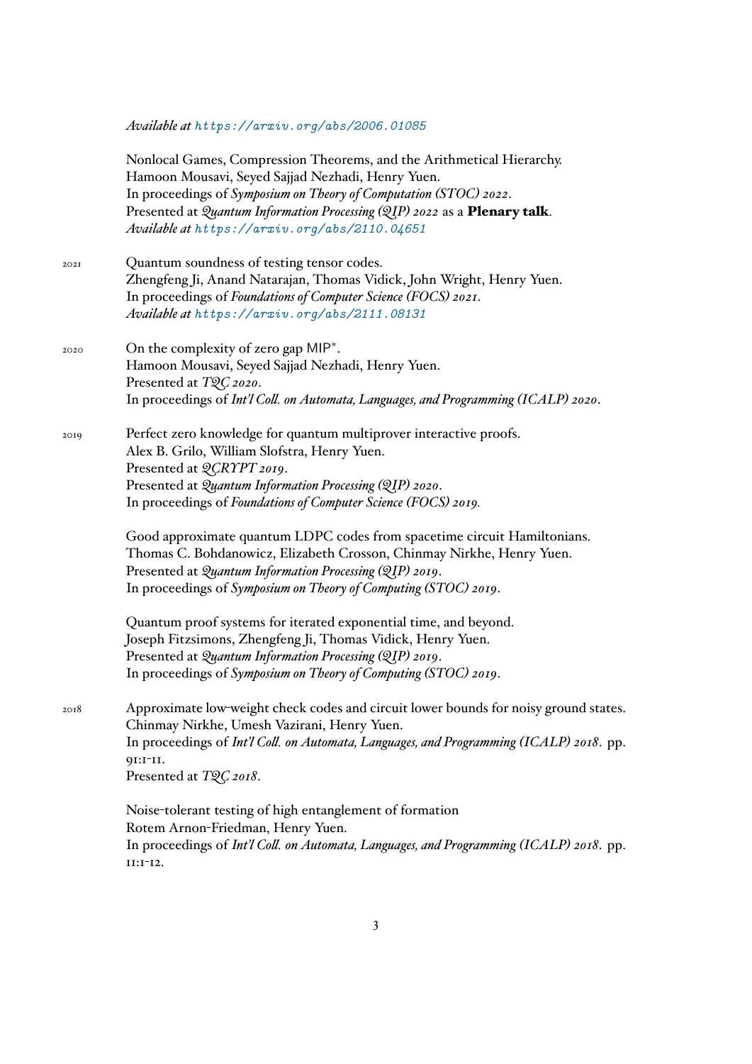*Available at* https://arxiv.org/abs/2006.01085

Nonlocal Games, Compression Theorems, and the Arithmetical Hierarchy.
Hamoon Mousavi, Seyed Sajjad Nezhadi, Henry Yuen.
In proceedings of *Symposium on Theory of Computation (STOC) 2022*.
Presented at *Quantum Information Processing (QIP) 2022* as a **Plenary talk**.
*Available at* https://arxiv.org/abs/2110.04651

2021 Quantum soundness of testing tensor codes.
Zhengfeng Ji, Anand Natarajan, Thomas Vidick, John Wright, Henry Yuen.
In proceedings of *Foundations of Computer Science (FOCS) 2021*.
*Available at* https://arxiv.org/abs/2111.08131

2020 On the complexity of zero gap MIP*.
Hamoon Mousavi, Seyed Sajjad Nezhadi, Henry Yuen.
Presented at *TQC 2020*.
In proceedings of *Int'l Coll. on Automata, Languages, and Programming (ICALP) 2020*.

2019 Perfect zero knowledge for quantum multiprover interactive proofs.
Alex B. Grilo, William Slofstra, Henry Yuen.
Presented at *QCRYPT 2019*.
Presented at *Quantum Information Processing (QIP) 2020*.
In proceedings of *Foundations of Computer Science (FOCS) 2019.*

Good approximate quantum LDPC codes from spacetime circuit Hamiltonians.
Thomas C. Bohdanowicz, Elizabeth Crosson, Chinmay Nirkhe, Henry Yuen.
Presented at *Quantum Information Processing (QIP) 2019*.
In proceedings of *Symposium on Theory of Computing (STOC) 2019*.

Quantum proof systems for iterated exponential time, and beyond.
Joseph Fitzsimons, Zhengfeng Ji, Thomas Vidick, Henry Yuen.
Presented at *Quantum Information Processing (QIP) 2019*.
In proceedings of *Symposium on Theory of Computing (STOC) 2019*.

2018 Approximate low-weight check codes and circuit lower bounds for noisy ground states.
Chinmay Nirkhe, Umesh Vazirani, Henry Yuen.
In proceedings of *Int'l Coll. on Automata, Languages, and Programming (ICALP) 2018*. pp. 91:1-11.
Presented at *TQC 2018*.

Noise-tolerant testing of high entanglement of formation
Rotem Arnon-Friedman, Henry Yuen.
In proceedings of *Int'l Coll. on Automata, Languages, and Programming (ICALP) 2018*. pp. 11:1-12.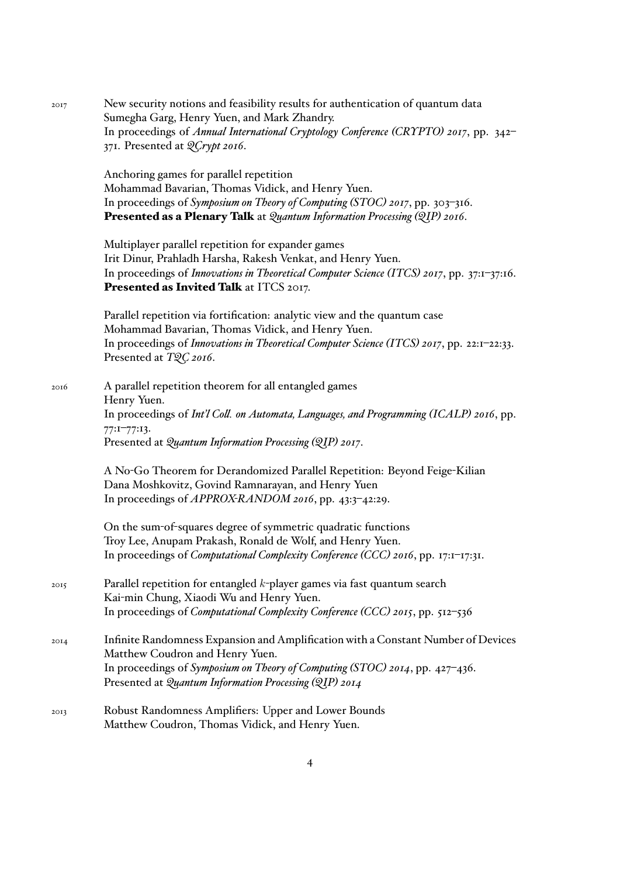2017 New security notions and feasibility results for authentication of quantum data
Sumegha Garg, Henry Yuen, and Mark Zhandry.
In proceedings of *Annual International Cryptology Conference (CRYPTO) 2017*, pp. 342–371. Presented at *QCrypt 2016*.

Anchoring games for parallel repetition
Mohammad Bavarian, Thomas Vidick, and Henry Yuen.
In proceedings of *Symposium on Theory of Computing (STOC) 2017*, pp. 303–316.
**Presented as a Plenary Talk** at *Quantum Information Processing (QIP) 2016*.

Multiplayer parallel repetition for expander games
Irit Dinur, Prahladh Harsha, Rakesh Venkat, and Henry Yuen.
In proceedings of *Innovations in Theoretical Computer Science (ITCS) 2017*, pp. 37:1–37:16.
**Presented as Invited Talk** at ITCS 2017.

Parallel repetition via fortification: analytic view and the quantum case
Mohammad Bavarian, Thomas Vidick, and Henry Yuen.
In proceedings of *Innovations in Theoretical Computer Science (ITCS) 2017*, pp. 22:1–22:33.
Presented at *TQC 2016*.

2016 A parallel repetition theorem for all entangled games
Henry Yuen.
In proceedings of *Int'l Coll. on Automata, Languages, and Programming (ICALP) 2016*, pp. 77:1–77:13.
Presented at *Quantum Information Processing (QIP) 2017*.

A No-Go Theorem for Derandomized Parallel Repetition: Beyond Feige-Kilian
Dana Moshkovitz, Govind Ramnarayan, and Henry Yuen
In proceedings of *APPROX-RANDOM 2016*, pp. 43:3–42:29.

On the sum-of-squares degree of symmetric quadratic functions
Troy Lee, Anupam Prakash, Ronald de Wolf, and Henry Yuen.
In proceedings of *Computational Complexity Conference (CCC) 2016*, pp. 17:1–17:31.

2015 Parallel repetition for entangled $k$-player games via fast quantum search
Kai-min Chung, Xiaodi Wu and Henry Yuen.
In proceedings of *Computational Complexity Conference (CCC) 2015*, pp. 512–536

2014 Infinite Randomness Expansion and Amplification with a Constant Number of Devices
Matthew Coudron and Henry Yuen.
In proceedings of *Symposium on Theory of Computing (STOC) 2014*, pp. 427–436.
Presented at *Quantum Information Processing (QIP) 2014*

2013 Robust Randomness Amplifiers: Upper and Lower Bounds
Matthew Coudron, Thomas Vidick, and Henry Yuen.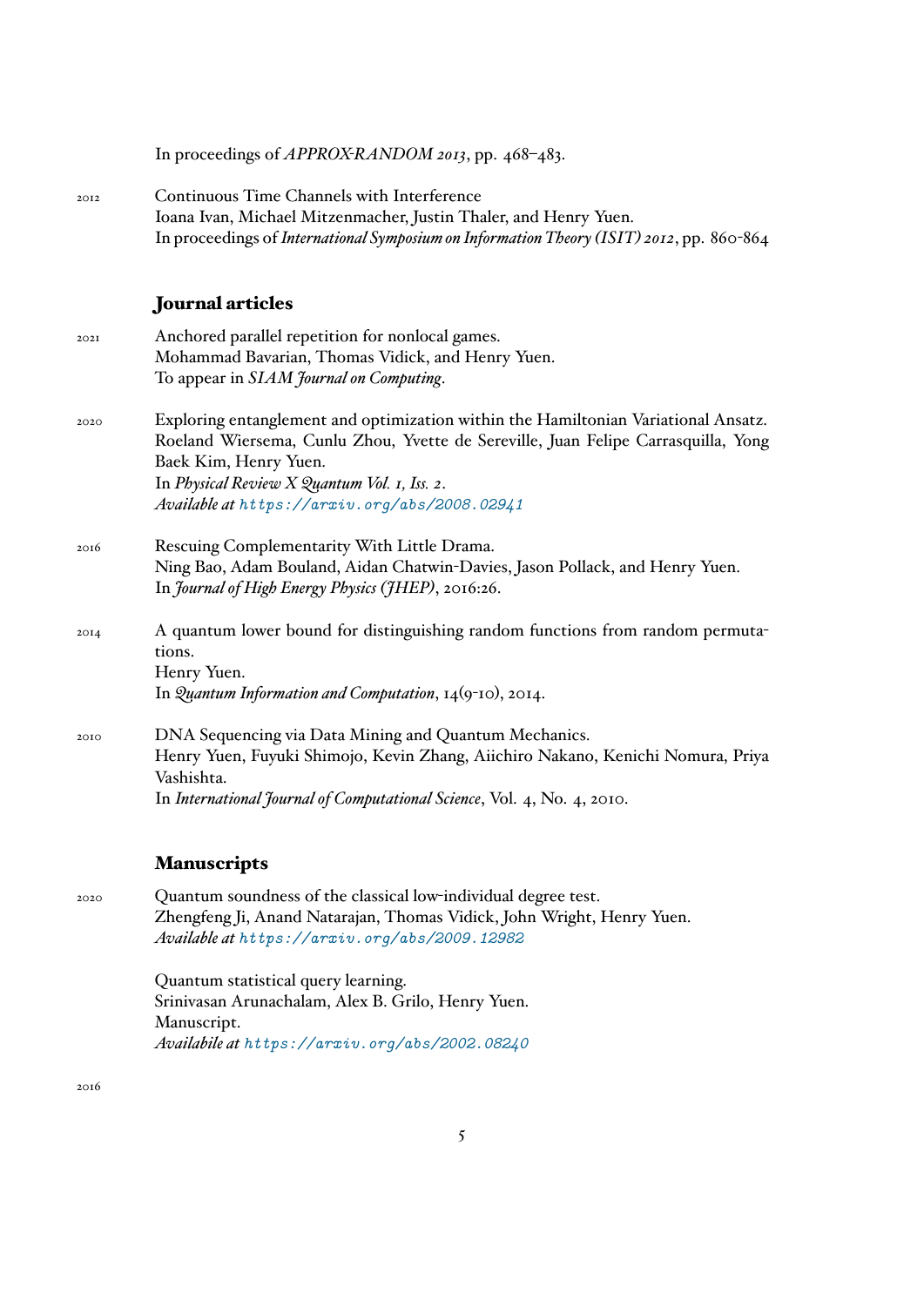In proceedings of *APPROX-RANDOM 2013*, pp. 468–483.

2012 Continuous Time Channels with Interference
Ioana Ivan, Michael Mitzenmacher, Justin Thaler, and Henry Yuen.
In proceedings of *International Symposium on Information Theory (ISIT) 2012*, pp. 860-864

## Journal articles

2021 Anchored parallel repetition for nonlocal games.
Mohammad Bavarian, Thomas Vidick, and Henry Yuen.
To appear in *SIAM Journal on Computing*.

2020 Exploring entanglement and optimization within the Hamiltonian Variational Ansatz.
Roeland Wiersema, Cunlu Zhou, Yvette de Sereville, Juan Felipe Carrasquilla, Yong Baek Kim, Henry Yuen.
In *Physical Review X Quantum Vol. 1, Iss. 2*.
*Available at* https://arxiv.org/abs/2008.02941

2016 Rescuing Complementarity With Little Drama.
Ning Bao, Adam Bouland, Aidan Chatwin-Davies, Jason Pollack, and Henry Yuen.
In *Journal of High Energy Physics (JHEP)*, 2016:26.

2014 A quantum lower bound for distinguishing random functions from random permutations.
Henry Yuen.
In *Quantum Information and Computation*, 14(9-10), 2014.

2010 DNA Sequencing via Data Mining and Quantum Mechanics.
Henry Yuen, Fuyuki Shimojo, Kevin Zhang, Aiichiro Nakano, Kenichi Nomura, Priya Vashishta.
In *International Journal of Computational Science*, Vol. 4, No. 4, 2010.

## Manuscripts

2020 Quantum soundness of the classical low-individual degree test.
Zhengfeng Ji, Anand Natarajan, Thomas Vidick, John Wright, Henry Yuen.
*Available at* https://arxiv.org/abs/2009.12982

Quantum statistical query learning.
Srinivasan Arunachalam, Alex B. Grilo, Henry Yuen.
Manuscript.
*Availabile at* https://arxiv.org/abs/2002.08240

2016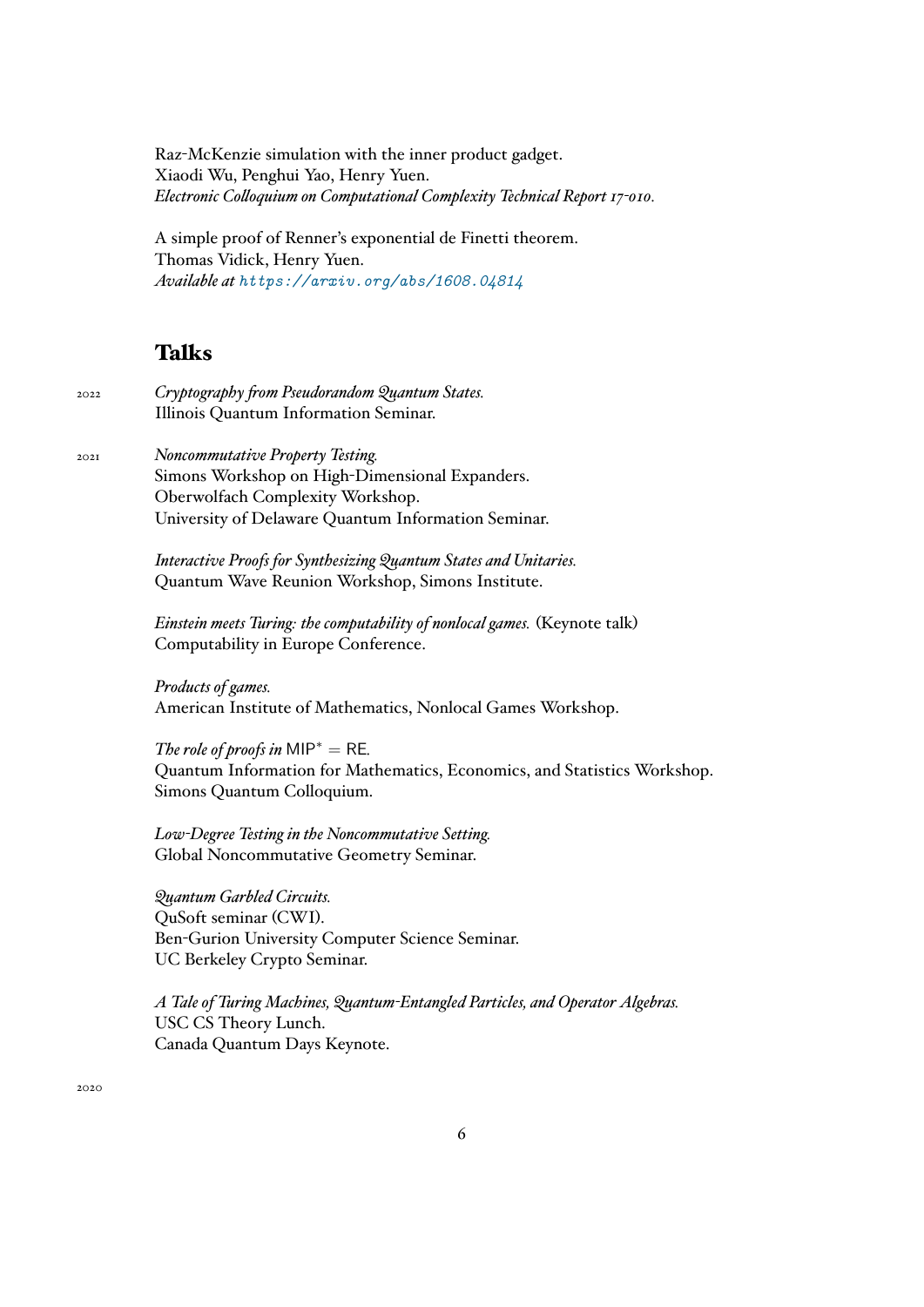Raz-McKenzie simulation with the inner product gadget.
Xiaodi Wu, Penghui Yao, Henry Yuen.
*Electronic Colloquium on Computational Complexity Technical Report 17-010.*

A simple proof of Renner's exponential de Finetti theorem.
Thomas Vidick, Henry Yuen.
*Available at https://arxiv.org/abs/1608.04814*

## Talks

2022 *Cryptography from Pseudorandom Quantum States.*
Illinois Quantum Information Seminar.

2021 *Noncommutative Property Testing.*
Simons Workshop on High-Dimensional Expanders.
Oberwolfach Complexity Workshop.
University of Delaware Quantum Information Seminar.

*Interactive Proofs for Synthesizing Quantum States and Unitaries.*
Quantum Wave Reunion Workshop, Simons Institute.

*Einstein meets Turing: the computability of nonlocal games.* (Keynote talk)
Computability in Europe Conference.

*Products of games.*
American Institute of Mathematics, Nonlocal Games Workshop.

*The role of proofs in* $\mathsf{MIP}^* = \mathsf{RE}$.
Quantum Information for Mathematics, Economics, and Statistics Workshop.
Simons Quantum Colloquium.

*Low-Degree Testing in the Noncommutative Setting.*
Global Noncommutative Geometry Seminar.

*Quantum Garbled Circuits.*
QuSoft seminar (CWI).
Ben-Gurion University Computer Science Seminar.
UC Berkeley Crypto Seminar.

*A Tale of Turing Machines, Quantum-Entangled Particles, and Operator Algebras.*
USC CS Theory Lunch.
Canada Quantum Days Keynote.

2020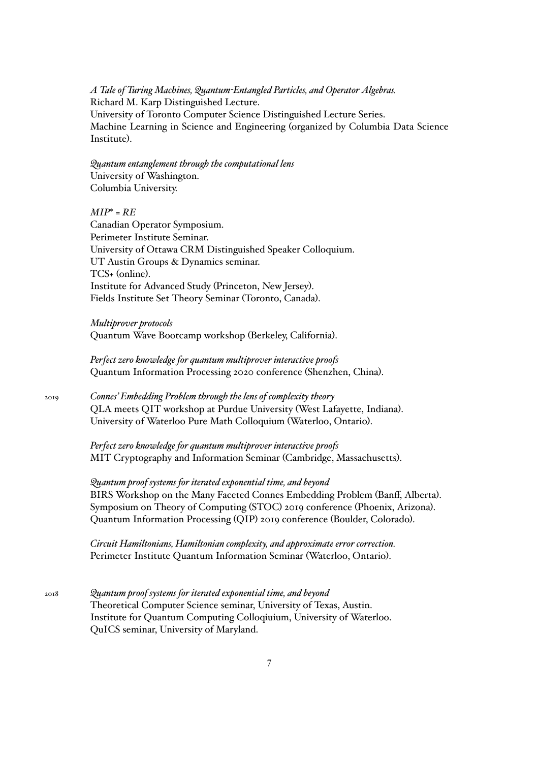*A Tale of Turing Machines, Quantum-Entangled Particles, and Operator Algebras.*
Richard M. Karp Distinguished Lecture.
University of Toronto Computer Science Distinguished Lecture Series.
Machine Learning in Science and Engineering (organized by Columbia Data Science Institute).

*Quantum entanglement through the computational lens*
University of Washington.
Columbia University.

*MIP* = RE*
Canadian Operator Symposium.
Perimeter Institute Seminar.
University of Ottawa CRM Distinguished Speaker Colloquium.
UT Austin Groups & Dynamics seminar.
TCS+ (online).
Institute for Advanced Study (Princeton, New Jersey).
Fields Institute Set Theory Seminar (Toronto, Canada).

*Multiprover protocols*
Quantum Wave Bootcamp workshop (Berkeley, California).

*Perfect zero knowledge for quantum multiprover interactive proofs*
Quantum Information Processing 2020 conference (Shenzhen, China).

2019

*Connes' Embedding Problem through the lens of complexity theory*
QLA meets QIT workshop at Purdue University (West Lafayette, Indiana).
University of Waterloo Pure Math Colloquium (Waterloo, Ontario).

*Perfect zero knowledge for quantum multiprover interactive proofs*
MIT Cryptography and Information Seminar (Cambridge, Massachusetts).

*Quantum proof systems for iterated exponential time, and beyond*
BIRS Workshop on the Many Faceted Connes Embedding Problem (Banff, Alberta).
Symposium on Theory of Computing (STOC) 2019 conference (Phoenix, Arizona).
Quantum Information Processing (QIP) 2019 conference (Boulder, Colorado).

*Circuit Hamiltonians, Hamiltonian complexity, and approximate error correction.*
Perimeter Institute Quantum Information Seminar (Waterloo, Ontario).

2018

*Quantum proof systems for iterated exponential time, and beyond*
Theoretical Computer Science seminar, University of Texas, Austin.
Institute for Quantum Computing Colloqiuium, University of Waterloo.
QuICS seminar, University of Maryland.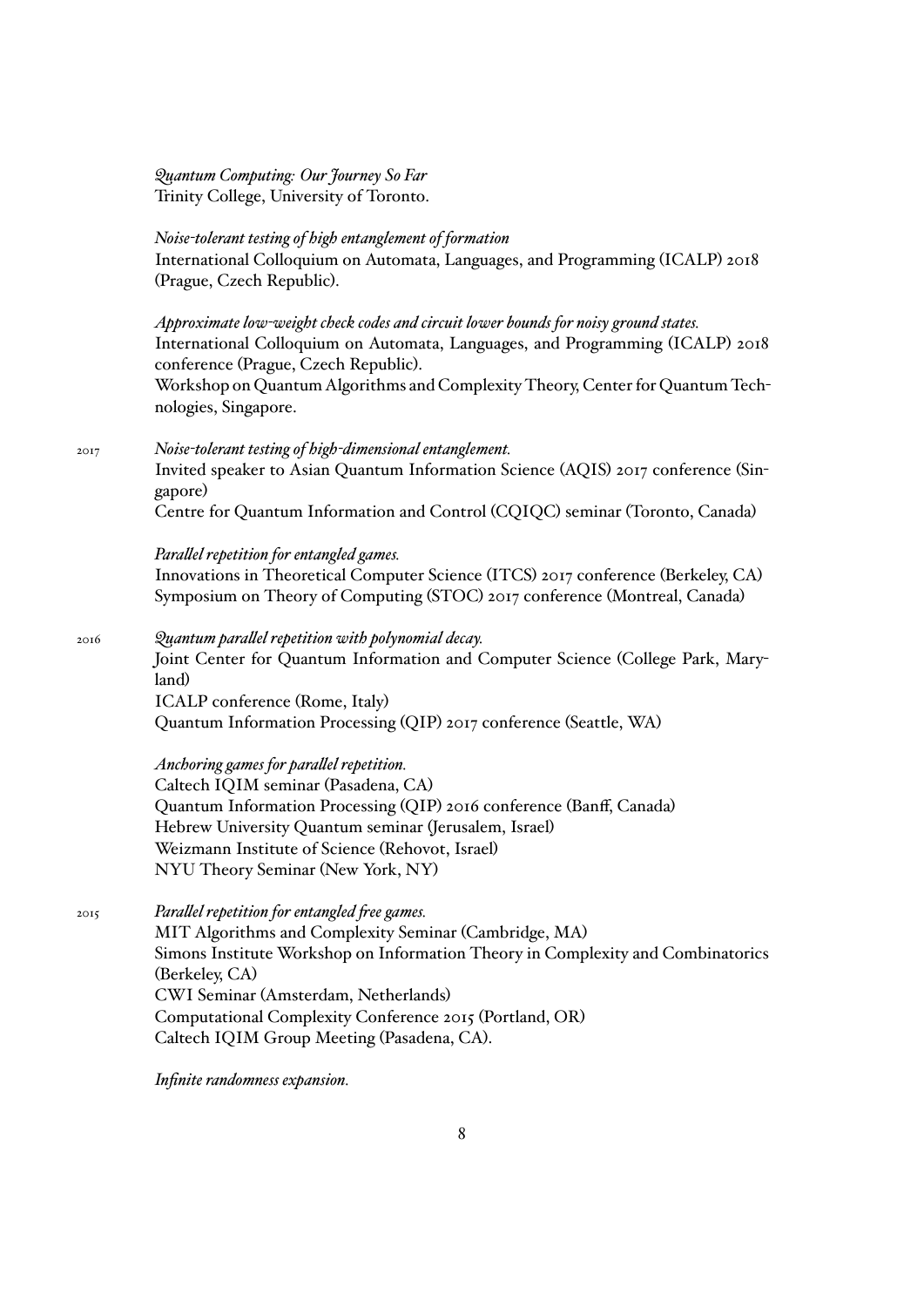*Quantum Computing: Our Journey So Far*
Trinity College, University of Toronto.

*Noise-tolerant testing of high entanglement of formation*
International Colloquium on Automata, Languages, and Programming (ICALP) 2018 (Prague, Czech Republic).

*Approximate low-weight check codes and circuit lower bounds for noisy ground states.*
International Colloquium on Automata, Languages, and Programming (ICALP) 2018 conference (Prague, Czech Republic).
Workshop on Quantum Algorithms and Complexity Theory, Center for Quantum Technologies, Singapore.

2017 *Noise-tolerant testing of high-dimensional entanglement.*
Invited speaker to Asian Quantum Information Science (AQIS) 2017 conference (Singapore)
Centre for Quantum Information and Control (CQIQC) seminar (Toronto, Canada)

*Parallel repetition for entangled games.*
Innovations in Theoretical Computer Science (ITCS) 2017 conference (Berkeley, CA)
Symposium on Theory of Computing (STOC) 2017 conference (Montreal, Canada)

2016 *Quantum parallel repetition with polynomial decay.*
Joint Center for Quantum Information and Computer Science (College Park, Maryland)
ICALP conference (Rome, Italy)
Quantum Information Processing (QIP) 2017 conference (Seattle, WA)

*Anchoring games for parallel repetition.*
Caltech IQIM seminar (Pasadena, CA)
Quantum Information Processing (QIP) 2016 conference (Banff, Canada)
Hebrew University Quantum seminar (Jerusalem, Israel)
Weizmann Institute of Science (Rehovot, Israel)
NYU Theory Seminar (New York, NY)

2015 *Parallel repetition for entangled free games.*
MIT Algorithms and Complexity Seminar (Cambridge, MA)
Simons Institute Workshop on Information Theory in Complexity and Combinatorics (Berkeley, CA)
CWI Seminar (Amsterdam, Netherlands)
Computational Complexity Conference 2015 (Portland, OR)
Caltech IQIM Group Meeting (Pasadena, CA).

*Infinite randomness expansion.*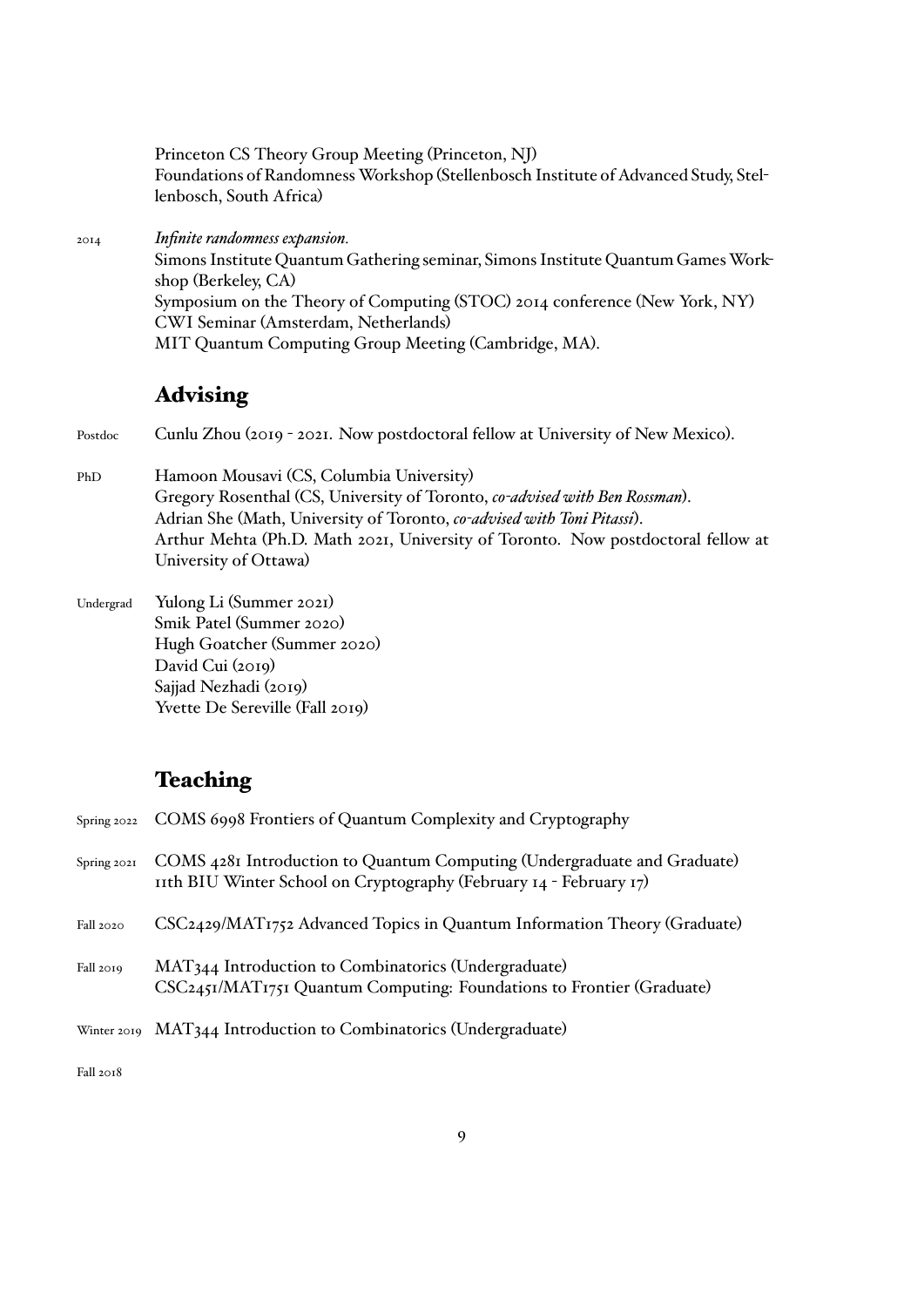Princeton CS Theory Group Meeting (Princeton, NJ)
Foundations of Randomness Workshop (Stellenbosch Institute of Advanced Study, Stellenbosch, South Africa)

2014 *Infinite randomness expansion.*
Simons Institute Quantum Gathering seminar, Simons Institute Quantum Games Workshop (Berkeley, CA)
Symposium on the Theory of Computing (STOC) 2014 conference (New York, NY)
CWI Seminar (Amsterdam, Netherlands)
MIT Quantum Computing Group Meeting (Cambridge, MA).

## Advising

Postdoc Cunlu Zhou (2019 - 2021. Now postdoctoral fellow at University of New Mexico).

PhD Hamoon Mousavi (CS, Columbia University)
Gregory Rosenthal (CS, University of Toronto, *co-advised with Ben Rossman*).
Adrian She (Math, University of Toronto, *co-advised with Toni Pitassi*).
Arthur Mehta (Ph.D. Math 2021, University of Toronto. Now postdoctoral fellow at University of Ottawa)

Undergrad Yulong Li (Summer 2021)
Smik Patel (Summer 2020)
Hugh Goatcher (Summer 2020)
David Cui (2019)
Sajjad Nezhadi (2019)
Yvette De Sereville (Fall 2019)

## Teaching

Spring 2022 COMS 6998 Frontiers of Quantum Complexity and Cryptography

Spring 2021 COMS 4281 Introduction to Quantum Computing (Undergraduate and Graduate)
11th BIU Winter School on Cryptography (February 14 - February 17)

Fall 2020 CSC2429/MAT1752 Advanced Topics in Quantum Information Theory (Graduate)

Fall 2019 MAT344 Introduction to Combinatorics (Undergraduate)
CSC2451/MAT1751 Quantum Computing: Foundations to Frontier (Graduate)

Winter 2019 MAT344 Introduction to Combinatorics (Undergraduate)

Fall 2018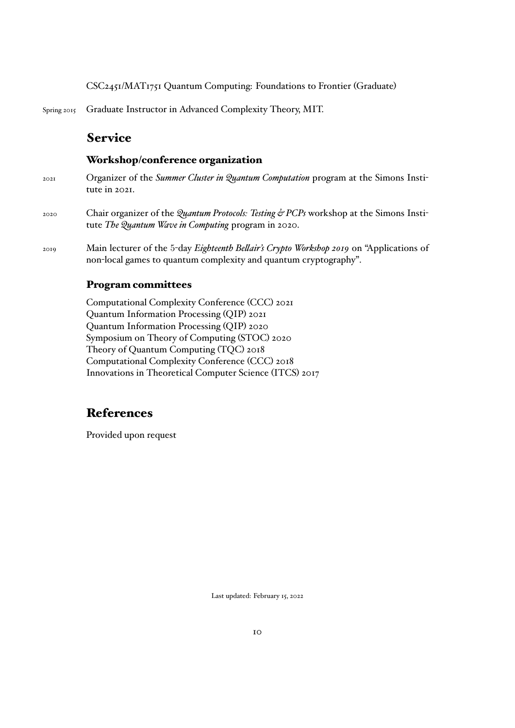CSC2451/MAT1751 Quantum Computing: Foundations to Frontier (Graduate)

Spring 2015 Graduate Instructor in Advanced Complexity Theory, MIT.

## Service

### Workshop/conference organization

2021 Organizer of the *Summer Cluster in Quantum Computation* program at the Simons Institute in 2021.

2020 Chair organizer of the *Quantum Protocols: Testing & PCPs* workshop at the Simons Institute *The Quantum Wave in Computing* program in 2020.

2019 Main lecturer of the 5-day *Eighteenth Bellair's Crypto Workshop 2019* on "Applications of non-local games to quantum complexity and quantum cryptography".

### Program committees

Computational Complexity Conference (CCC) 2021
Quantum Information Processing (QIP) 2021
Quantum Information Processing (QIP) 2020
Symposium on Theory of Computing (STOC) 2020
Theory of Quantum Computing (TQC) 2018
Computational Complexity Conference (CCC) 2018
Innovations in Theoretical Computer Science (ITCS) 2017

## References

Provided upon request

Last updated: February 15, 2022